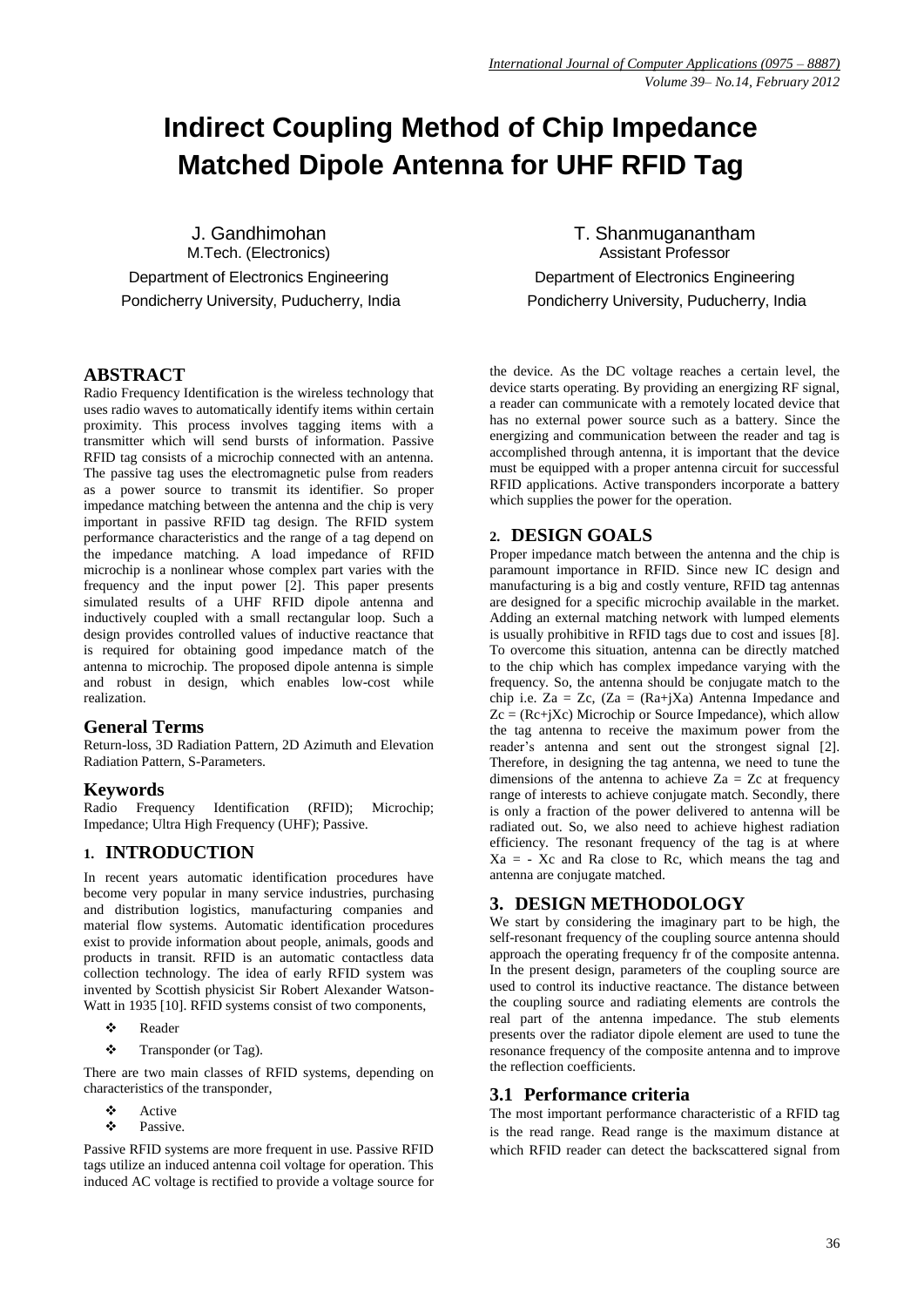# Indirect Coupling Method of Chip Impedance Matched Dipole Antenna for UHF RFID Tag

J. Gandhimohan
M.Tech. (Electronics)
Department of Electronics Engineering
Pondicherry University, Puducherry, India

T. Shanmuganantham
Assistant Professor
Department of Electronics Engineering
Pondicherry University, Puducherry, India

## ABSTRACT

Radio Frequency Identification is the wireless technology that uses radio waves to automatically identify items within certain proximity. This process involves tagging items with a transmitter which will send bursts of information. Passive RFID tag consists of a microchip connected with an antenna. The passive tag uses the electromagnetic pulse from readers as a power source to transmit its identifier. So proper impedance matching between the antenna and the chip is very important in passive RFID tag design. The RFID system performance characteristics and the range of a tag depend on the impedance matching. A load impedance of RFID microchip is a nonlinear whose complex part varies with the frequency and the input power [2]. This paper presents simulated results of a UHF RFID dipole antenna and inductively coupled with a small rectangular loop. Such a design provides controlled values of inductive reactance that is required for obtaining good impedance match of the antenna to microchip. The proposed dipole antenna is simple and robust in design, which enables low-cost while realization.

## General Terms

Return-loss, 3D Radiation Pattern, 2D Azimuth and Elevation Radiation Pattern, S-Parameters.

## Keywords

Radio Frequency Identification (RFID); Microchip; Impedance; Ultra High Frequency (UHF); Passive.

## 1. INTRODUCTION

In recent years automatic identification procedures have become very popular in many service industries, purchasing and distribution logistics, manufacturing companies and material flow systems. Automatic identification procedures exist to provide information about people, animals, goods and products in transit. RFID is an automatic contactless data collection technology. The idea of early RFID system was invented by Scottish physicist Sir Robert Alexander Watson-Watt in 1935 [10]. RFID systems consist of two components,

- Reader
- Transponder (or Tag).

There are two main classes of RFID systems, depending on characteristics of the transponder,

- Active
- Passive.

Passive RFID systems are more frequent in use. Passive RFID tags utilize an induced antenna coil voltage for operation. This induced AC voltage is rectified to provide a voltage source for the device. As the DC voltage reaches a certain level, the device starts operating. By providing an energizing RF signal, a reader can communicate with a remotely located device that has no external power source such as a battery. Since the energizing and communication between the reader and tag is accomplished through antenna, it is important that the device must be equipped with a proper antenna circuit for successful RFID applications. Active transponders incorporate a battery which supplies the power for the operation.

## 2. DESIGN GOALS

Proper impedance match between the antenna and the chip is paramount importance in RFID. Since new IC design and manufacturing is a big and costly venture, RFID tag antennas are designed for a specific microchip available in the market. Adding an external matching network with lumped elements is usually prohibitive in RFID tags due to cost and issues [8]. To overcome this situation, antenna can be directly matched to the chip which has complex impedance varying with the frequency. So, the antenna should be conjugate match to the chip i.e. $Za = Zc$, ($Za = (Ra+jXa)$ Antenna Impedance and $Zc = (Rc+jXc)$ Microchip or Source Impedance), which allow the tag antenna to receive the maximum power from the reader's antenna and sent out the strongest signal [2]. Therefore, in designing the tag antenna, we need to tune the dimensions of the antenna to achieve $Za = Zc$ at frequency range of interests to achieve conjugate match. Secondly, there is only a fraction of the power delivered to antenna will be radiated out. So, we also need to achieve highest radiation efficiency. The resonant frequency of the tag is at where $Xa = - Xc$ and Ra close to Rc, which means the tag and antenna are conjugate matched.

## 3. DESIGN METHODOLOGY

We start by considering the imaginary part to be high, the self-resonant frequency of the coupling source antenna should approach the operating frequency fr of the composite antenna. In the present design, parameters of the coupling source are used to control its inductive reactance. The distance between the coupling source and radiating elements are controls the real part of the antenna impedance. The stub elements presents over the radiator dipole element are used to tune the resonance frequency of the composite antenna and to improve the reflection coefficients.

### 3.1 Performance criteria

The most important performance characteristic of a RFID tag is the read range. Read range is the maximum distance at which RFID reader can detect the backscattered signal from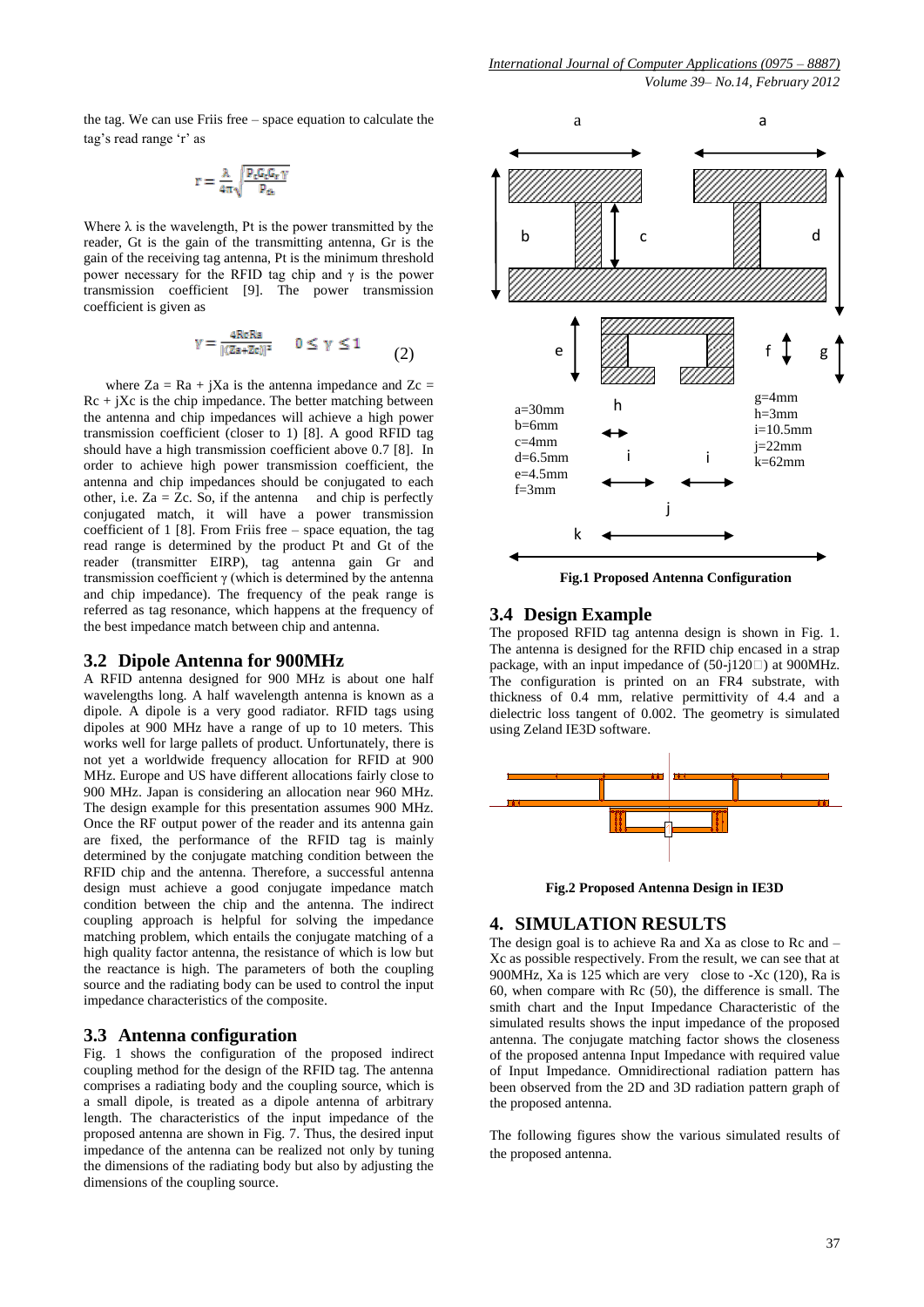the tag. We can use Friis free – space equation to calculate the tag's read range 'r' as

$$r = \frac{\lambda}{4\pi}\sqrt{\frac{P_t G_t G_r \gamma}{P_{th}}}$$

Where λ is the wavelength, Pt is the power transmitted by the reader, Gt is the gain of the transmitting antenna, Gr is the gain of the receiving tag antenna, Pt is the minimum threshold power necessary for the RFID tag chip and γ is the power transmission coefficient [9]. The power transmission coefficient is given as

$$\gamma = \frac{4RcRa}{|(Za+Zc)|^2} \quad 0 \le \gamma \le 1 \qquad (2)$$

where Za = Ra + jXa is the antenna impedance and Zc = Rc + jXc is the chip impedance. The better matching between the antenna and chip impedances will achieve a high power transmission coefficient (closer to 1) [8]. A good RFID tag should have a high transmission coefficient above 0.7 [8]. In order to achieve high power transmission coefficient, the antenna and chip impedances should be conjugated to each other, i.e. Za = Zc. So, if the antenna and chip is perfectly conjugated match, it will have a power transmission coefficient of 1 [8]. From Friis free – space equation, the tag read range is determined by the product Pt and Gt of the reader (transmitter EIRP), tag antenna gain Gr and transmission coefficient γ (which is determined by the antenna and chip impedance). The frequency of the peak range is referred as tag resonance, which happens at the frequency of the best impedance match between chip and antenna.

## 3.2 Dipole Antenna for 900MHz

A RFID antenna designed for 900 MHz is about one half wavelengths long. A half wavelength antenna is known as a dipole. A dipole is a very good radiator. RFID tags using dipoles at 900 MHz have a range of up to 10 meters. This works well for large pallets of product. Unfortunately, there is not yet a worldwide frequency allocation for RFID at 900 MHz. Europe and US have different allocations fairly close to 900 MHz. Japan is considering an allocation near 960 MHz. The design example for this presentation assumes 900 MHz. Once the RF output power of the reader and its antenna gain are fixed, the performance of the RFID tag is mainly determined by the conjugate matching condition between the RFID chip and the antenna. Therefore, a successful antenna design must achieve a good conjugate impedance match condition between the chip and the antenna. The indirect coupling approach is helpful for solving the impedance matching problem, which entails the conjugate matching of a high quality factor antenna, the resistance of which is low but the reactance is high. The parameters of both the coupling source and the radiating body can be used to control the input impedance characteristics of the composite.

## 3.3 Antenna configuration

Fig. 1 shows the configuration of the proposed indirect coupling method for the design of the RFID tag. The antenna comprises a radiating body and the coupling source, which is a small dipole, is treated as a dipole antenna of arbitrary length. The characteristics of the input impedance of the proposed antenna are shown in Fig. 7. Thus, the desired input impedance of the antenna can be realized not only by tuning the dimensions of the radiating body but also by adjusting the dimensions of the coupling source.

a=30mm
b=6mm
c=4mm
d=6.5mm
e=4.5mm
f=3mm
g=4mm
h=3mm
i=10.5mm
j=22mm
k=62mm

**Fig.1 Proposed Antenna Configuration**

## 3.4 Design Example

The proposed RFID tag antenna design is shown in Fig. 1. The antenna is designed for the RFID chip encased in a strap package, with an input impedance of (50-j120Ω) at 900MHz. The configuration is printed on an FR4 substrate, with thickness of 0.4 mm, relative permittivity of 4.4 and a dielectric loss tangent of 0.002. The geometry is simulated using Zeland IE3D software.

**Fig.2 Proposed Antenna Design in IE3D**

# 4. SIMULATION RESULTS

The design goal is to achieve Ra and Xa as close to Rc and –Xc as possible respectively. From the result, we can see that at 900MHz, Xa is 125 which are very close to -Xc (120), Ra is 60, when compare with Rc (50), the difference is small. The smith chart and the Input Impedance Characteristic of the simulated results shows the input impedance of the proposed antenna. The conjugate matching factor shows the closeness of the proposed antenna Input Impedance with required value of Input Impedance. Omnidirectional radiation pattern has been observed from the 2D and 3D radiation pattern graph of the proposed antenna.

The following figures show the various simulated results of the proposed antenna.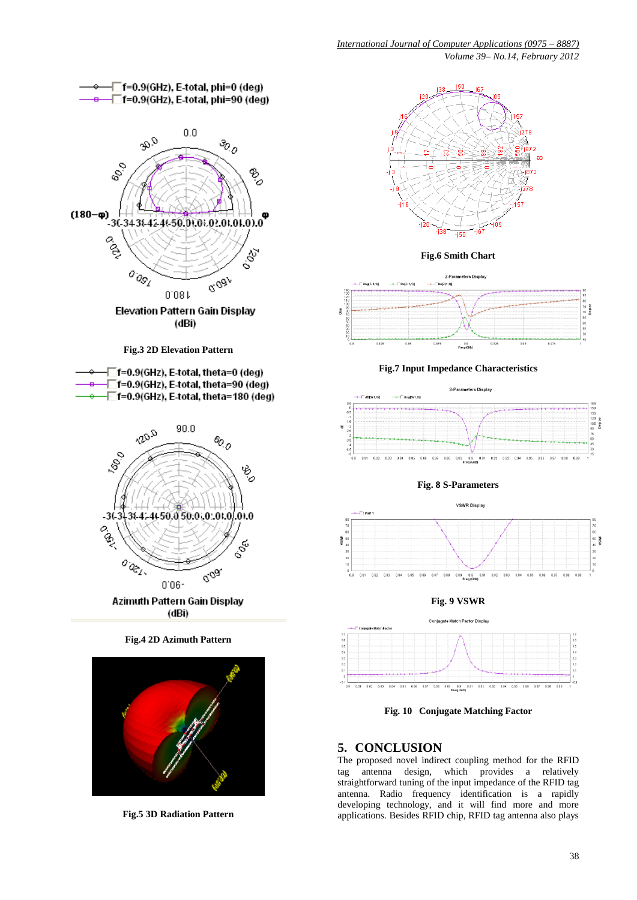Fig.3 2D Elevation Pattern

Fig.4 2D Azimuth Pattern

Fig.5 3D Radiation Pattern

Fig.6 Smith Chart

Fig.7 Input Impedance Characteristics

Fig. 8 S-Parameters

Fig. 9 VSWR

Fig. 10 Conjugate Matching Factor

## 5. CONCLUSION

The proposed novel indirect coupling method for the RFID tag antenna design, which provides a relatively straightforward tuning of the input impedance of the RFID tag antenna. Radio frequency identification is a rapidly developing technology, and it will find more and more applications. Besides RFID chip, RFID tag antenna also plays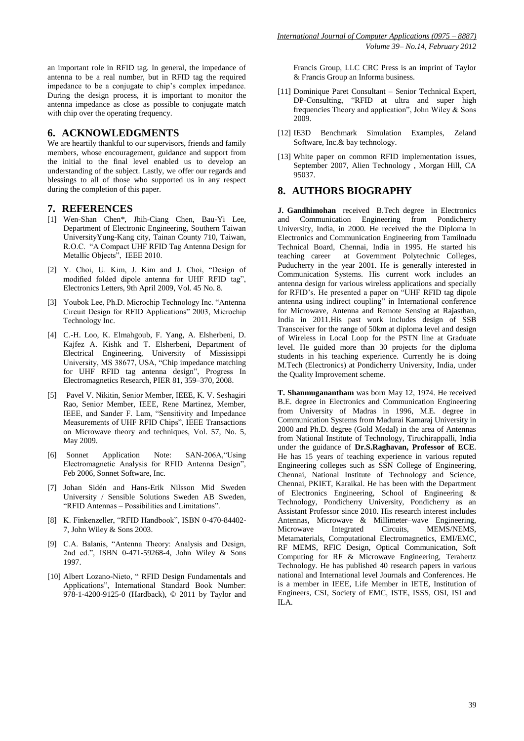an important role in RFID tag. In general, the impedance of antenna to be a real number, but in RFID tag the required impedance to be a conjugate to chip's complex impedance. During the design process, it is important to monitor the antenna impedance as close as possible to conjugate match with chip over the operating frequency.

## 6. ACKNOWLEDGMENTS

We are heartily thankful to our supervisors, friends and family members, whose encouragement, guidance and support from the initial to the final level enabled us to develop an understanding of the subject. Lastly, we offer our regards and blessings to all of those who supported us in any respect during the completion of this paper.

## 7. REFERENCES

[1] Wen-Shan Chen*, Jhih-Ciang Chen, Bau-Yi Lee, Department of Electronic Engineering, Southern Taiwan UniversityYung-Kang city, Tainan County 710, Taiwan, R.O.C. "A Compact UHF RFID Tag Antenna Design for Metallic Objects", IEEE 2010.

[2] Y. Choi, U. Kim, J. Kim and J. Choi, "Design of modified folded dipole antenna for UHF RFID tag", Electronics Letters, 9th April 2009, Vol. 45 No. 8.

[3] Youbok Lee, Ph.D. Microchip Technology Inc. "Antenna Circuit Design for RFID Applications" 2003, Microchip Technology Inc.

[4] C.-H. Loo, K. Elmahgoub, F. Yang, A. Elsherbeni, D. Kajfez A. Kishk and T. Elsherbeni, Department of Electrical Engineering, University of Mississippi University, MS 38677, USA, "Chip impedance matching for UHF RFID tag antenna design", Progress In Electromagnetics Research, PIER 81, 359–370, 2008.

[5] Pavel V. Nikitin, Senior Member, IEEE, K. V. Seshagiri Rao, Senior Member, IEEE, Rene Martinez, Member, IEEE, and Sander F. Lam, "Sensitivity and Impedance Measurements of UHF RFID Chips", IEEE Transactions on Microwave theory and techniques, Vol. 57, No. 5, May 2009.

[6] Sonnet Application Note: SAN-206A,"Using Electromagnetic Analysis for RFID Antenna Design", Feb 2006, Sonnet Software, Inc.

[7] Johan Sidén and Hans-Erik Nilsson Mid Sweden University / Sensible Solutions Sweden AB Sweden, "RFID Antennas – Possibilities and Limitations".

[8] K. Finkenzeller, "RFID Handbook", ISBN 0-470-84402-7, John Wiley & Sons 2003.

[9] C.A. Balanis, "Antenna Theory: Analysis and Design, 2nd ed.", ISBN 0-471-59268-4, John Wiley & Sons 1997.

[10] Albert Lozano-Nieto, " RFID Design Fundamentals and Applications", International Standard Book Number: 978-1-4200-9125-0 (Hardback), © 2011 by Taylor and Francis Group, LLC CRC Press is an imprint of Taylor & Francis Group an Informa business.

[11] Dominique Paret Consultant – Senior Technical Expert, DP-Consulting, "RFID at ultra and super high frequencies Theory and application", John Wiley & Sons 2009.

[12] IE3D Benchmark Simulation Examples, Zeland Software, Inc.& bay technology.

[13] White paper on common RFID implementation issues, September 2007, Alien Technology , Morgan Hill, CA 95037.

## 8. AUTHORS BIOGRAPHY

**J. Gandhimohan** received B.Tech degree in Electronics and Communication Engineering from Pondicherry University, India, in 2000. He received the the Diploma in Electronics and Communication Engineering from Tamilnadu Technical Board, Chennai, India in 1995. He started his teaching career at Government Polytechnic Colleges, Puducherry in the year 2001. He is generally interested in Communication Systems. His current work includes an antenna design for various wireless applications and specially for RFID's. He presented a paper on "UHF RFID tag dipole antenna using indirect coupling" in International conference for Microwave, Antenna and Remote Sensing at Rajasthan, India in 2011.His past work includes design of SSB Transceiver for the range of 50km at diploma level and design of Wireless in Local Loop for the PSTN line at Graduate level. He guided more than 30 projects for the diploma students in his teaching experience. Currently he is doing M.Tech (Electronics) at Pondicherry University, India, under the Quality Improvement scheme.

**T. Shanmuganantham** was born May 12, 1974. He received B.E. degree in Electronics and Communication Engineering from University of Madras in 1996, M.E. degree in Communication Systems from Madurai Kamaraj University in 2000 and Ph.D. degree (Gold Medal) in the area of Antennas from National Institute of Technology, Tiruchirappalli, India under the guidance of **Dr.S.Raghavan, Professor of ECE**. He has 15 years of teaching experience in various reputed Engineering colleges such as SSN College of Engineering, Chennai, National Institute of Technology and Science, Chennai, PKIET, Karaikal. He has been with the Department of Electronics Engineering, School of Engineering & Technology, Pondicherry University, Pondicherry as an Assistant Professor since 2010. His research interest includes Antennas, Microwave & Millimeter–wave Engineering, Microwave Integrated Circuits, MEMS/NEMS, Metamaterials, Computational Electromagnetics, EMI/EMC, RF MEMS, RFIC Design, Optical Communication, Soft Computing for RF & Microwave Engineering, Terahertz Technology. He has published 40 research papers in various national and International level Journals and Conferences. He is a member in IEEE, Life Member in IETE, Institution of Engineers, CSI, Society of EMC, ISTE, ISSS, OSI, ISI and ILA.